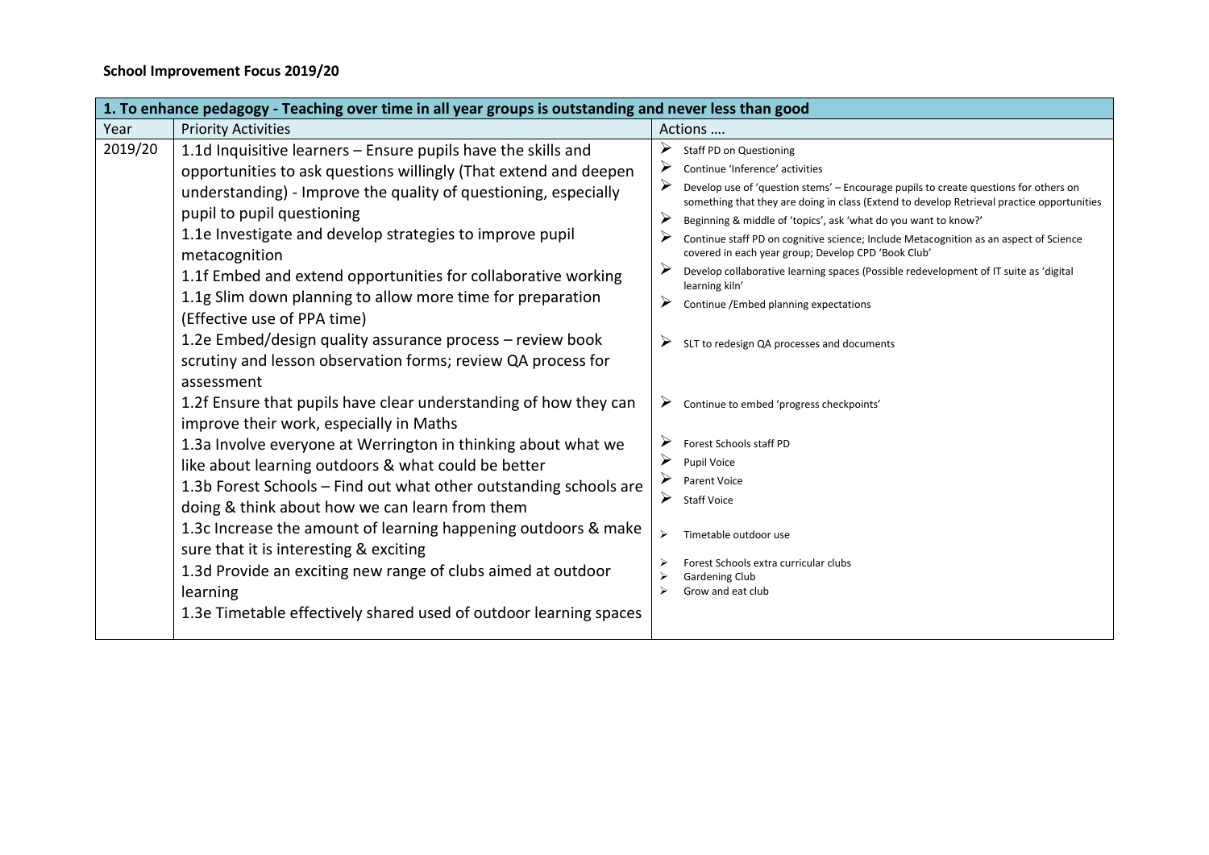**School Improvement Focus 2019/20**

| 1. To enhance pedagogy - Teaching over time in all year groups is outstanding and never less than good | | |
|---|---|---|
| Year | Priority Activities | Actions …. |
| 2019/20 | 1.1d Inquisitive learners – Ensure pupils have the skills and opportunities to ask questions willingly (That extend and deepen understanding) - Improve the quality of questioning, especially pupil to pupil questioning<br>1.1e Investigate and develop strategies to improve pupil metacognition<br>1.1f Embed and extend opportunities for collaborative working<br>1.1g Slim down planning to allow more time for preparation (Effective use of PPA time)<br>1.2e Embed/design quality assurance process – review book scrutiny and lesson observation forms; review QA process for assessment<br>1.2f Ensure that pupils have clear understanding of how they can improve their work, especially in Maths<br>1.3a Involve everyone at Werrington in thinking about what we like about learning outdoors & what could be better<br>1.3b Forest Schools – Find out what other outstanding schools are doing & think about how we can learn from them<br>1.3c Increase the amount of learning happening outdoors & make sure that it is interesting & exciting<br>1.3d Provide an exciting new range of clubs aimed at outdoor learning<br>1.3e Timetable effectively shared used of outdoor learning spaces | ➢ Staff PD on Questioning<br>➢ Continue 'Inference' activities<br>➢ Develop use of 'question stems' – Encourage pupils to create questions for others on something that they are doing in class (Extend to develop Retrieval practice opportunities<br>➢ Beginning & middle of 'topics', ask 'what do you want to know?'<br>➢ Continue staff PD on cognitive science; Include Metacognition as an aspect of Science covered in each year group; Develop CPD 'Book Club'<br>➢ Develop collaborative learning spaces (Possible redevelopment of IT suite as 'digital learning kiln'<br>➢ Continue /Embed planning expectations<br>➢ SLT to redesign QA processes and documents<br>➢ Continue to embed 'progress checkpoints'<br>➢ Forest Schools staff PD<br>➢ Pupil Voice<br>➢ Parent Voice<br>➢ Staff Voice<br>➢ Timetable outdoor use<br>➢ Forest Schools extra curricular clubs<br>➢ Gardening Club<br>➢ Grow and eat club |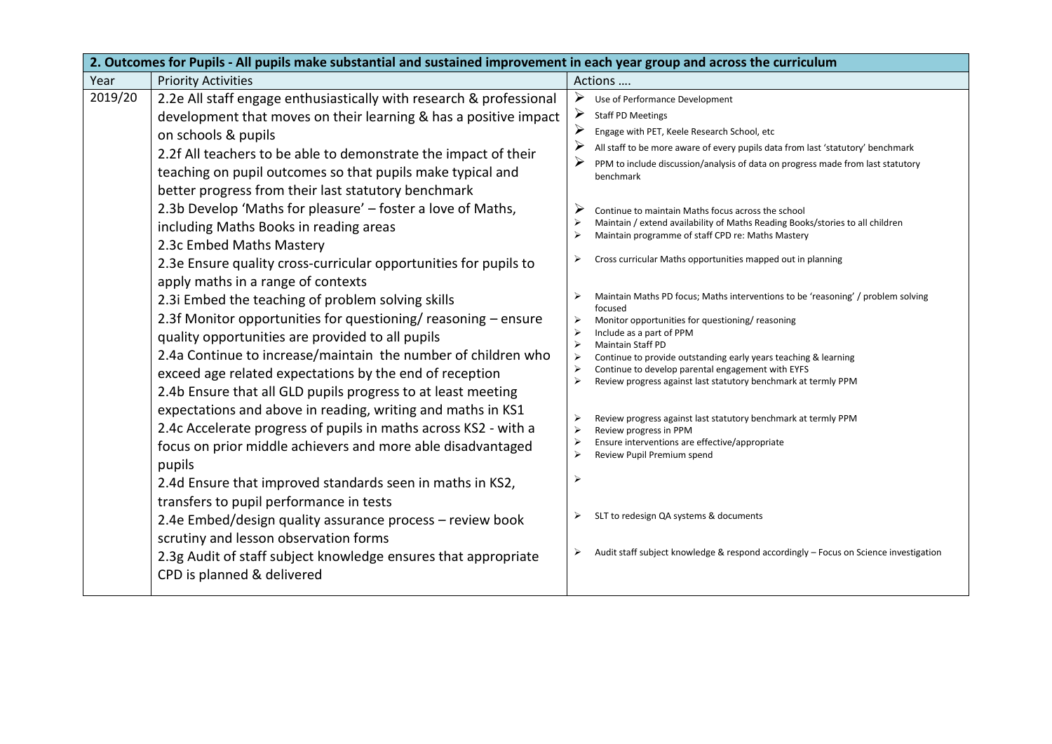| 2. Outcomes for Pupils - All pupils make substantial and sustained improvement in each year group and across the curriculum | | |
|---|---|---|
| Year | Priority Activities | Actions …. |
| 2019/20 | 2.2e All staff engage enthusiastically with research & professional development that moves on their learning & has a positive impact on schools & pupils<br>2.2f All teachers to be able to demonstrate the impact of their teaching on pupil outcomes so that pupils make typical and better progress from their last statutory benchmark<br>2.3b Develop 'Maths for pleasure' – foster a love of Maths, including Maths Books in reading areas<br>2.3c Embed Maths Mastery<br>2.3e Ensure quality cross-curricular opportunities for pupils to apply maths in a range of contexts<br>2.3i Embed the teaching of problem solving skills<br>2.3f Monitor opportunities for questioning/ reasoning – ensure quality opportunities are provided to all pupils<br>2.4a Continue to increase/maintain the number of children who exceed age related expectations by the end of reception<br>2.4b Ensure that all GLD pupils progress to at least meeting expectations and above in reading, writing and maths in KS1<br>2.4c Accelerate progress of pupils in maths across KS2 - with a focus on prior middle achievers and more able disadvantaged pupils<br>2.4d Ensure that improved standards seen in maths in KS2, transfers to pupil performance in tests<br>2.4e Embed/design quality assurance process – review book scrutiny and lesson observation forms<br>2.3g Audit of staff subject knowledge ensures that appropriate CPD is planned & delivered | ➢ Use of Performance Development<br>➢ Staff PD Meetings<br>➢ Engage with PET, Keele Research School, etc<br>➢ All staff to be more aware of every pupils data from last 'statutory' benchmark<br>➢ PPM to include discussion/analysis of data on progress made from last statutory benchmark<br>➢ Continue to maintain Maths focus across the school<br>➢ Maintain / extend availability of Maths Reading Books/stories to all children<br>➢ Maintain programme of staff CPD re: Maths Mastery<br>➢ Cross curricular Maths opportunities mapped out in planning<br>➢ Maintain Maths PD focus; Maths interventions to be 'reasoning' / problem solving focused<br>➢ Monitor opportunities for questioning/ reasoning<br>➢ Include as a part of PPM<br>➢ Maintain Staff PD<br>➢ Continue to provide outstanding early years teaching & learning<br>➢ Continue to develop parental engagement with EYFS<br>➢ Review progress against last statutory benchmark at termly PPM<br>➢ Review progress against last statutory benchmark at termly PPM<br>➢ Review progress in PPM<br>➢ Ensure interventions are effective/appropriate<br>➢ Review Pupil Premium spend<br>➢<br>➢ SLT to redesign QA systems & documents<br>➢ Audit staff subject knowledge & respond accordingly – Focus on Science investigation |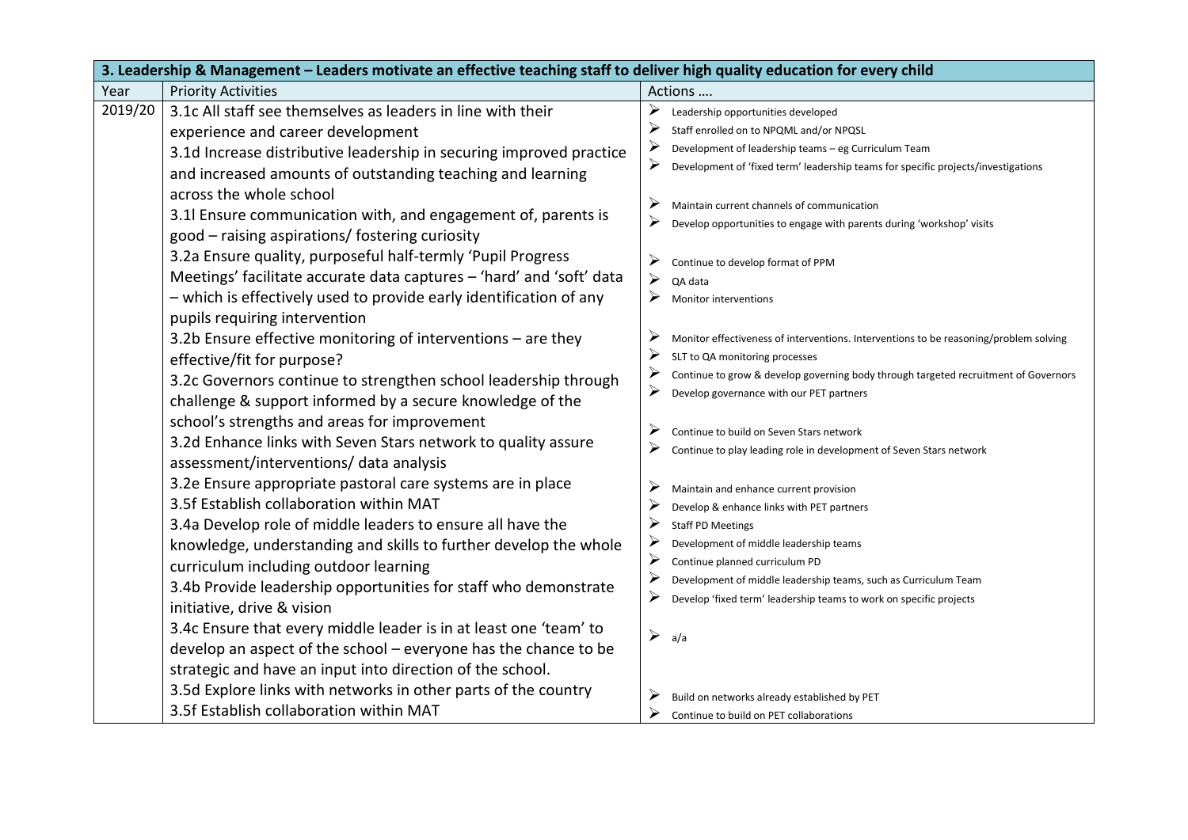| 3. Leadership & Management – Leaders motivate an effective teaching staff to deliver high quality education for every child | | |
|---|---|---|
| Year | Priority Activities | Actions …. |
| 2019/20 | 3.1c All staff see themselves as leaders in line with their experience and career development<br>3.1d Increase distributive leadership in securing improved practice and increased amounts of outstanding teaching and learning across the whole school<br>3.1l Ensure communication with, and engagement of, parents is good – raising aspirations/ fostering curiosity<br>3.2a Ensure quality, purposeful half-termly 'Pupil Progress Meetings' facilitate accurate data captures – 'hard' and 'soft' data – which is effectively used to provide early identification of any pupils requiring intervention<br>3.2b Ensure effective monitoring of interventions – are they effective/fit for purpose?<br>3.2c Governors continue to strengthen school leadership through challenge & support informed by a secure knowledge of the school's strengths and areas for improvement<br>3.2d Enhance links with Seven Stars network to quality assure assessment/interventions/ data analysis<br>3.2e Ensure appropriate pastoral care systems are in place<br>3.5f Establish collaboration within MAT<br>3.4a Develop role of middle leaders to ensure all have the knowledge, understanding and skills to further develop the whole curriculum including outdoor learning<br>3.4b Provide leadership opportunities for staff who demonstrate initiative, drive & vision<br>3.4c Ensure that every middle leader is in at least one 'team' to develop an aspect of the school – everyone has the chance to be strategic and have an input into direction of the school.<br>3.5d Explore links with networks in other parts of the country<br>3.5f Establish collaboration within MAT | ➢ Leadership opportunities developed<br>➢ Staff enrolled on to NPQML and/or NPQSL<br>➢ Development of leadership teams – eg Curriculum Team<br>➢ Development of 'fixed term' leadership teams for specific projects/investigations<br><br>➢ Maintain current channels of communication<br>➢ Develop opportunities to engage with parents during 'workshop' visits<br><br>➢ Continue to develop format of PPM<br>➢ QA data<br>➢ Monitor interventions<br><br>➢ Monitor effectiveness of interventions. Interventions to be reasoning/problem solving<br>➢ SLT to QA monitoring processes<br>➢ Continue to grow & develop governing body through targeted recruitment of Governors<br>➢ Develop governance with our PET partners<br><br>➢ Continue to build on Seven Stars network<br>➢ Continue to play leading role in development of Seven Stars network<br><br>➢ Maintain and enhance current provision<br>➢ Develop & enhance links with PET partners<br>➢ Staff PD Meetings<br>➢ Development of middle leadership teams<br>➢ Continue planned curriculum PD<br>➢ Development of middle leadership teams, such as Curriculum Team<br>➢ Develop 'fixed term' leadership teams to work on specific projects<br><br>➢ a/a<br><br>➢ Build on networks already established by PET<br>➢ Continue to build on PET collaborations |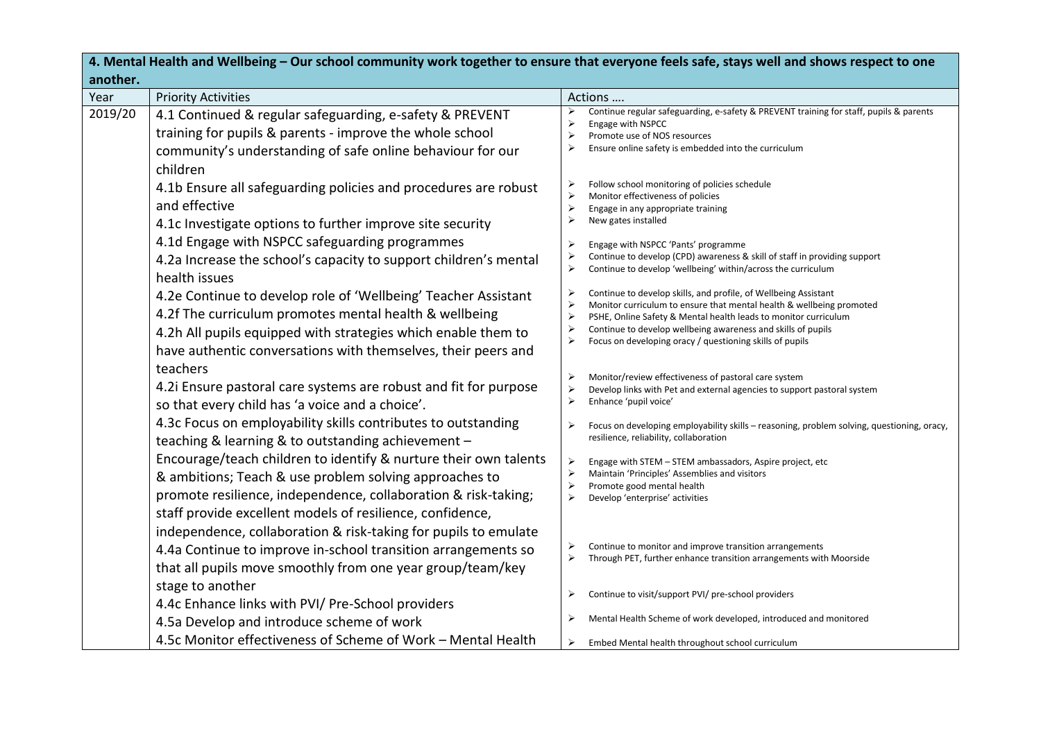| **4. Mental Health and Wellbeing – Our school community work together to ensure that everyone feels safe, stays well and shows respect to one another.** | | |
|---|---|---|
| Year | Priority Activities | Actions …. |
| 2019/20 | 4.1 Continued & regular safeguarding, e-safety & PREVENT training for pupils & parents - improve the whole school community's understanding of safe online behaviour for our children | ➢ Continue regular safeguarding, e-safety & PREVENT training for staff, pupils & parents<br>➢ Engage with NSPCC<br>➢ Promote use of NOS resources<br>➢ Ensure online safety is embedded into the curriculum |
| | 4.1b Ensure all safeguarding policies and procedures are robust and effective<br>4.1c Investigate options to further improve site security | ➢ Follow school monitoring of policies schedule<br>➢ Monitor effectiveness of policies<br>➢ Engage in any appropriate training<br>➢ New gates installed |
| | 4.1d Engage with NSPCC safeguarding programmes<br>4.2a Increase the school's capacity to support children's mental health issues | ➢ Engage with NSPCC 'Pants' programme<br>➢ Continue to develop (CPD) awareness & skill of staff in providing support<br>➢ Continue to develop 'wellbeing' within/across the curriculum |
| | 4.2e Continue to develop role of 'Wellbeing' Teacher Assistant<br>4.2f The curriculum promotes mental health & wellbeing<br>4.2h All pupils equipped with strategies which enable them to have authentic conversations with themselves, their peers and teachers | ➢ Continue to develop skills, and profile, of Wellbeing Assistant<br>➢ Monitor curriculum to ensure that mental health & wellbeing promoted<br>➢ PSHE, Online Safety & Mental health leads to monitor curriculum<br>➢ Continue to develop wellbeing awareness and skills of pupils<br>➢ Focus on developing oracy / questioning skills of pupils |
| | 4.2i Ensure pastoral care systems are robust and fit for purpose so that every child has 'a voice and a choice'. | ➢ Monitor/review effectiveness of pastoral care system<br>➢ Develop links with Pet and external agencies to support pastoral system<br>➢ Enhance 'pupil voice' |
| | 4.3c Focus on employability skills contributes to outstanding teaching & learning & to outstanding achievement – Encourage/teach children to identify & nurture their own talents & ambitions; Teach & use problem solving approaches to promote resilience, independence, collaboration & risk-taking; staff provide excellent models of resilience, confidence, independence, collaboration & risk-taking for pupils to emulate | ➢ Focus on developing employability skills – reasoning, problem solving, questioning, oracy, resilience, reliability, collaboration<br>➢ Engage with STEM – STEM ambassadors, Aspire project, etc<br>➢ Maintain 'Principles' Assemblies and visitors<br>➢ Promote good mental health<br>➢ Develop 'enterprise' activities |
| | 4.4a Continue to improve in-school transition arrangements so that all pupils move smoothly from one year group/team/key stage to another | ➢ Continue to monitor and improve transition arrangements<br>➢ Through PET, further enhance transition arrangements with Moorside |
| | 4.4c Enhance links with PVI/ Pre-School providers | ➢ Continue to visit/support PVI/ pre-school providers |
| | 4.5a Develop and introduce scheme of work | ➢ Mental Health Scheme of work developed, introduced and monitored |
| | 4.5c Monitor effectiveness of Scheme of Work – Mental Health | ➢ Embed Mental health throughout school curriculum |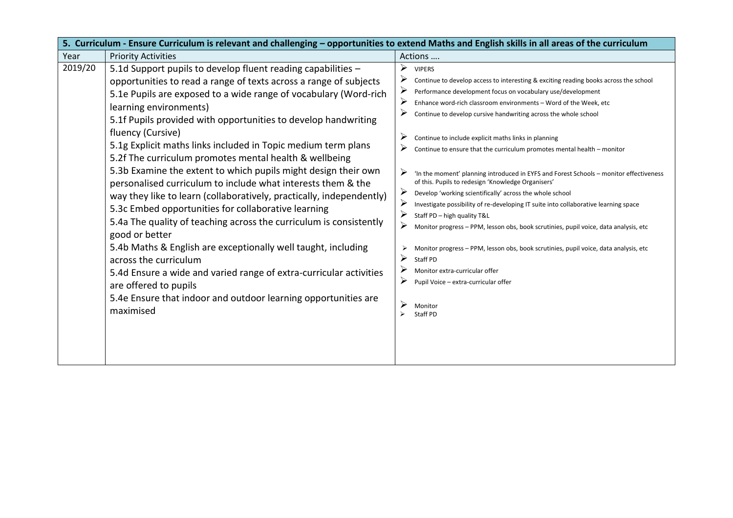| 5. Curriculum - Ensure Curriculum is relevant and challenging – opportunities to extend Maths and English skills in all areas of the curriculum | | |
|---|---|---|
| Year | Priority Activities | Actions …. |
| 2019/20 | 5.1d Support pupils to develop fluent reading capabilities – opportunities to read a range of texts across a range of subjects<br>5.1e Pupils are exposed to a wide range of vocabulary (Word-rich learning environments)<br>5.1f Pupils provided with opportunities to develop handwriting fluency (Cursive)<br>5.1g Explicit maths links included in Topic medium term plans<br>5.2f The curriculum promotes mental health & wellbeing<br>5.3b Examine the extent to which pupils might design their own personalised curriculum to include what interests them & the way they like to learn (collaboratively, practically, independently)<br>5.3c Embed opportunities for collaborative learning<br>5.4a The quality of teaching across the curriculum is consistently good or better<br>5.4b Maths & English are exceptionally well taught, including across the curriculum<br>5.4d Ensure a wide and varied range of extra-curricular activities are offered to pupils<br>5.4e Ensure that indoor and outdoor learning opportunities are maximised | ➢ VIPERS<br>➢ Continue to develop access to interesting & exciting reading books across the school<br>➢ Performance development focus on vocabulary use/development<br>➢ Enhance word-rich classroom environments – Word of the Week, etc<br>➢ Continue to develop cursive handwriting across the whole school<br><br>➢ Continue to include explicit maths links in planning<br>➢ Continue to ensure that the curriculum promotes mental health – monitor<br><br>➢ 'In the moment' planning introduced in EYFS and Forest Schools – monitor effectiveness of this. Pupils to redesign 'Knowledge Organisers'<br>➢ Develop 'working scientifically' across the whole school<br>➢ Investigate possibility of re-developing IT suite into collaborative learning space<br>➢ Staff PD – high quality T&L<br>➢ Monitor progress – PPM, lesson obs, book scrutinies, pupil voice, data analysis, etc<br><br>➢ Monitor progress – PPM, lesson obs, book scrutinies, pupil voice, data analysis, etc<br>➢ Staff PD<br>➢ Monitor extra-curricular offer<br>➢ Pupil Voice – extra-curricular offer<br><br>➢ Monitor<br>➢ Staff PD |